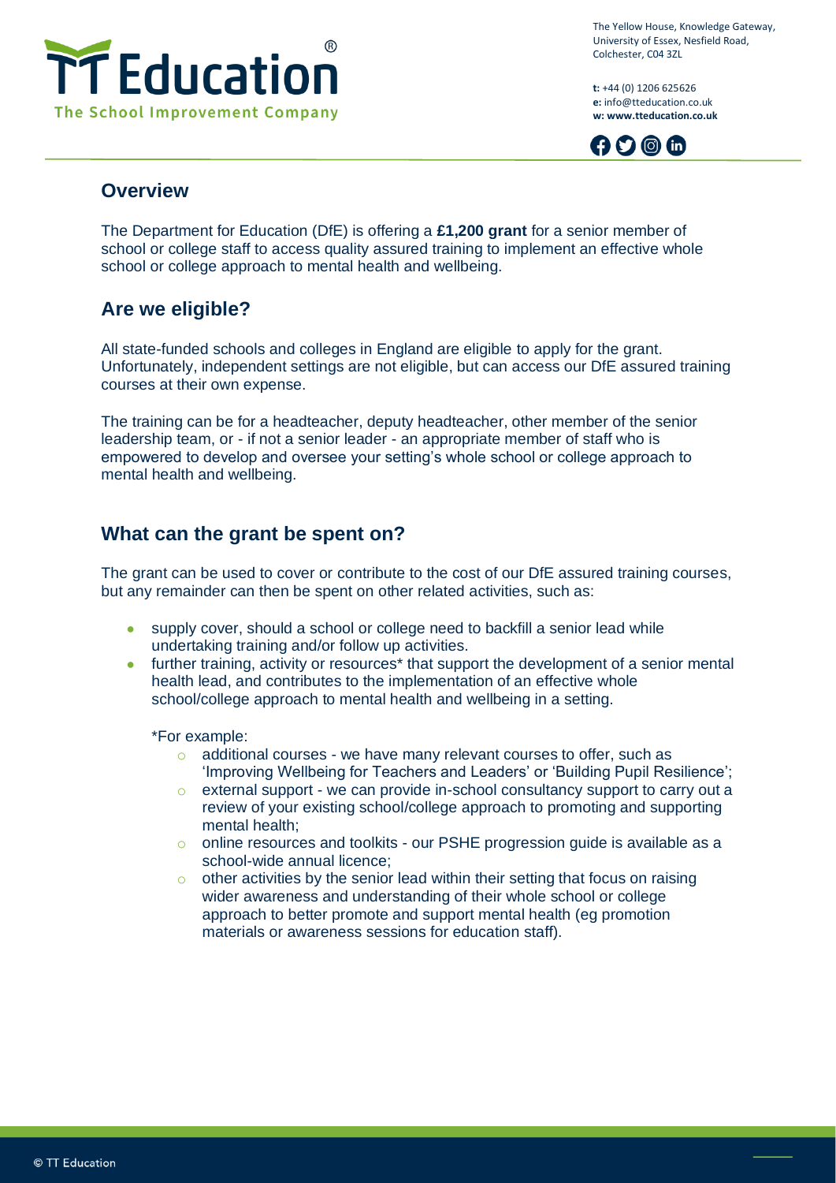## Overview

The Department for Education (DfE) is offering a **£1,200 grant** for a senior member of school or college staff to access quality assured training to implement an effective whole school or college approach to mental health and wellbeing.

## Are we eligible?

All state-funded schools and colleges in England are eligible to apply for the grant. Unfortunately, independent settings are not eligible, but can access our DfE assured training courses at their own expense.

The training can be for a headteacher, deputy headteacher, other member of the senior leadership team, or - if not a senior leader - an appropriate member of staff who is empowered to develop and oversee your setting's whole school or college approach to mental health and wellbeing.

## What can the grant be spent on?

The grant can be used to cover or contribute to the cost of our DfE assured training courses, but any remainder can then be spent on other related activities, such as:

- supply cover, should a school or college need to backfill a senior lead while undertaking training and/or follow up activities.
- further training, activity or resources* that support the development of a senior mental health lead, and contributes to the implementation of an effective whole school/college approach to mental health and wellbeing in a setting.

  *For example:
  - additional courses - we have many relevant courses to offer, such as 'Improving Wellbeing for Teachers and Leaders' or 'Building Pupil Resilience';
  - external support - we can provide in-school consultancy support to carry out a review of your existing school/college approach to promoting and supporting mental health;
  - online resources and toolkits - our PSHE progression guide is available as a school-wide annual licence;
  - other activities by the senior lead within their setting that focus on raising wider awareness and understanding of their whole school or college approach to better promote and support mental health (eg promotion materials or awareness sessions for education staff).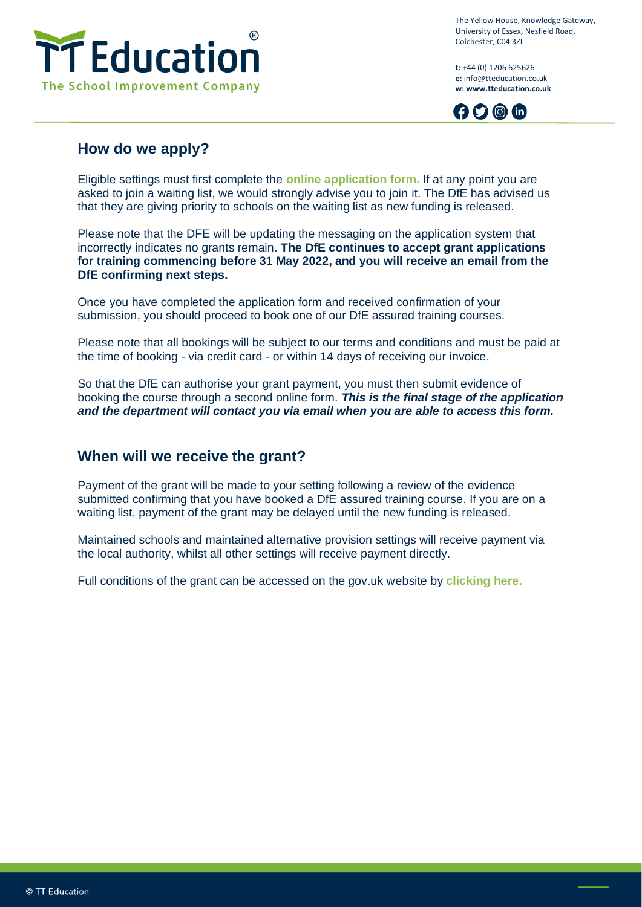## How do we apply?

Eligible settings must first complete the **online application form.** If at any point you are asked to join a waiting list, we would strongly advise you to join it. The DfE has advised us that they are giving priority to schools on the waiting list as new funding is released.

Please note that the DFE will be updating the messaging on the application system that incorrectly indicates no grants remain. **The DfE continues to accept grant applications for training commencing before 31 May 2022, and you will receive an email from the DfE confirming next steps.**

Once you have completed the application form and received confirmation of your submission, you should proceed to book one of our DfE assured training courses.

Please note that all bookings will be subject to our terms and conditions and must be paid at the time of booking - via credit card - or within 14 days of receiving our invoice.

So that the DfE can authorise your grant payment, you must then submit evidence of booking the course through a second online form. ***This is the final stage of the application and the department will contact you via email when you are able to access this form.***

## When will we receive the grant?

Payment of the grant will be made to your setting following a review of the evidence submitted confirming that you have booked a DfE assured training course. If you are on a waiting list, payment of the grant may be delayed until the new funding is released.

Maintained schools and maintained alternative provision settings will receive payment via the local authority, whilst all other settings will receive payment directly.

Full conditions of the grant can be accessed on the gov.uk website by **clicking here.**